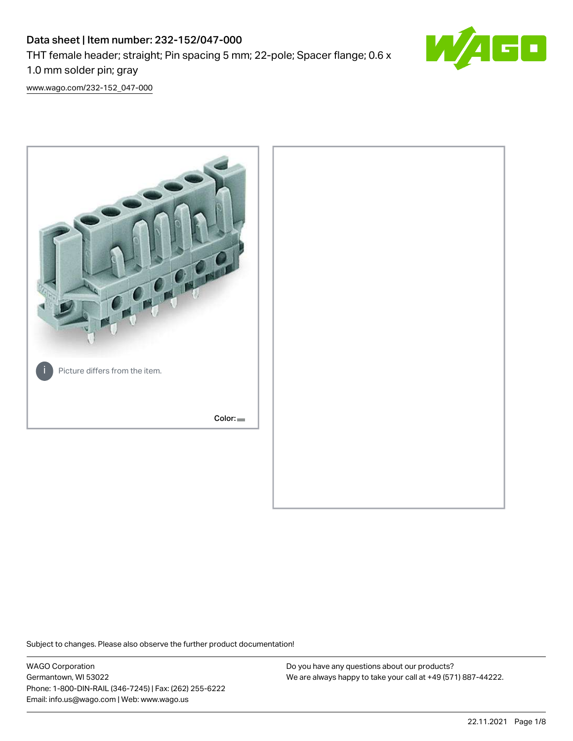# Data sheet | Item number: 232-152/047-000

THT female header; straight; Pin spacing 5 mm; 22-pole; Spacer flange; 0.6 x 1.0 mm solder pin; gray

www.wago.com/232-152_047-000

Picture differs from the item.

Color:

Subject to changes. Please also observe the further product documentation!

WAGO Corporation
Germantown, WI 53022
Phone: 1-800-DIN-RAIL (346-7245) | Fax: (262) 255-6222
Email: info.us@wago.com | Web: www.wago.us

Do you have any questions about our products?
We are always happy to take your call at +49 (571) 887-44222.

22.11.2021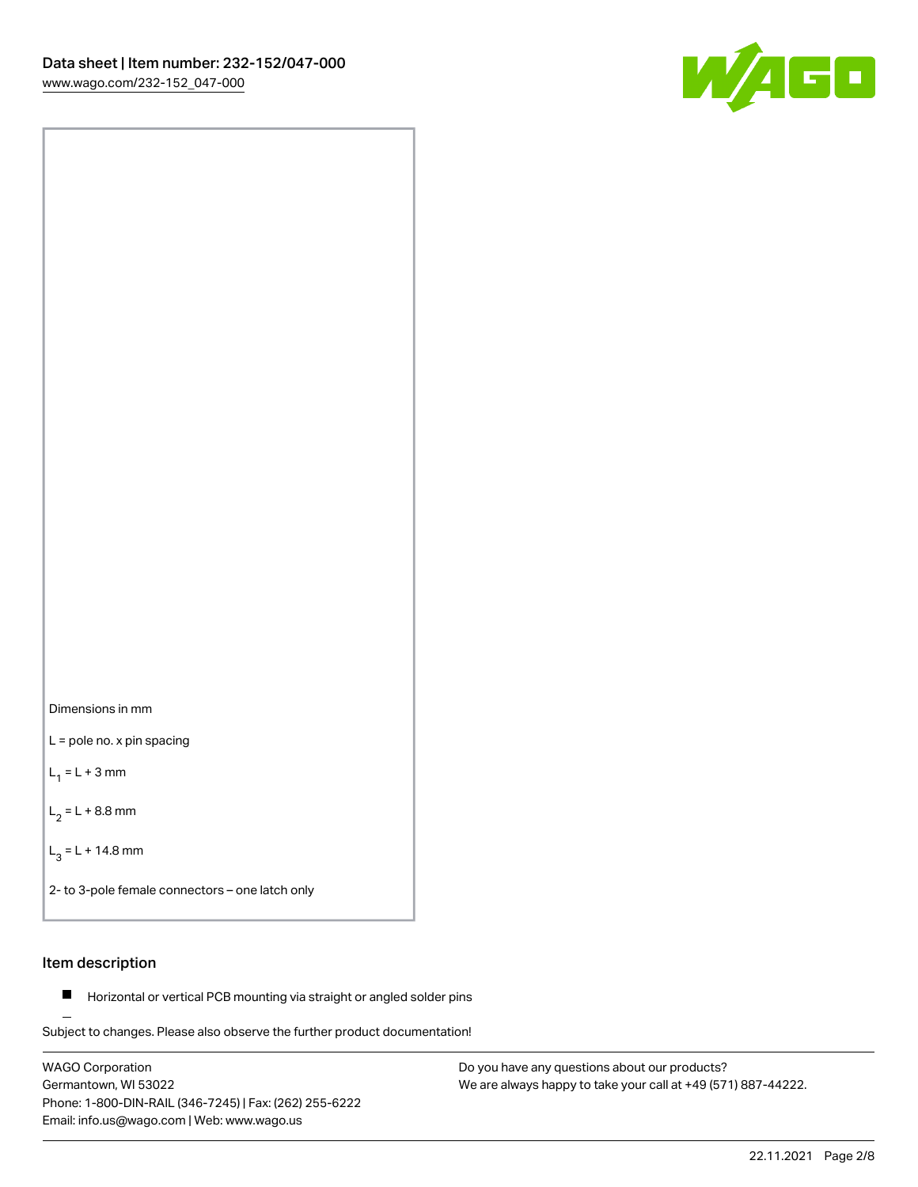Dimensions in mm

L = pole no. x pin spacing

$L_1$ = L + 3 mm

$L_2$ = L + 8.8 mm

$L_3$ = L + 14.8 mm

2- to 3-pole female connectors – one latch only

## Item description

- Horizontal or vertical PCB mounting via straight or angled solder pins

Subject to changes. Please also observe the further product documentation!

WAGO Corporation
Germantown, WI 53022
Phone: 1-800-DIN-RAIL (346-7245) | Fax: (262) 255-6222
Email: info.us@wago.com | Web: www.wago.us

Do you have any questions about our products?
We are always happy to take your call at +49 (571) 887-44222.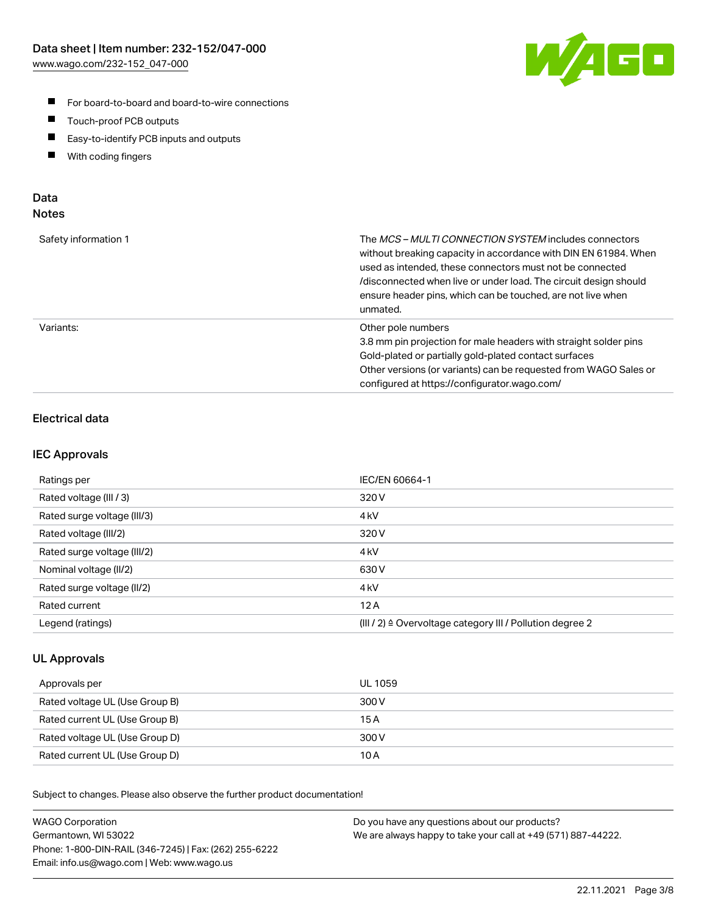- For board-to-board and board-to-wire connections
- Touch-proof PCB outputs
- Easy-to-identify PCB inputs and outputs
- With coding fingers

## Data
## Notes

| | |
|---|---|
| Safety information 1 | The *MCS – MULTI CONNECTION SYSTEM* includes connectors without breaking capacity in accordance with DIN EN 61984. When used as intended, these connectors must not be connected /disconnected when live or under load. The circuit design should ensure header pins, which can be touched, are not live when unmated. |
| Variants: | Other pole numbers<br>3.8 mm pin projection for male headers with straight solder pins<br>Gold-plated or partially gold-plated contact surfaces<br>Other versions (or variants) can be requested from WAGO Sales or configured at https://configurator.wago.com/ |

### Electrical data

### IEC Approvals

| | |
|---|---|
| Ratings per | IEC/EN 60664-1 |
| Rated voltage (III / 3) | 320 V |
| Rated surge voltage (III/3) | 4 kV |
| Rated voltage (III/2) | 320 V |
| Rated surge voltage (III/2) | 4 kV |
| Nominal voltage (II/2) | 630 V |
| Rated surge voltage (II/2) | 4 kV |
| Rated current | 12 A |
| Legend (ratings) | (III / 2) ≙ Overvoltage category III / Pollution degree 2 |

### UL Approvals

| | |
|---|---|
| Approvals per | UL 1059 |
| Rated voltage UL (Use Group B) | 300 V |
| Rated current UL (Use Group B) | 15 A |
| Rated voltage UL (Use Group D) | 300 V |
| Rated current UL (Use Group D) | 10 A |

Subject to changes. Please also observe the further product documentation!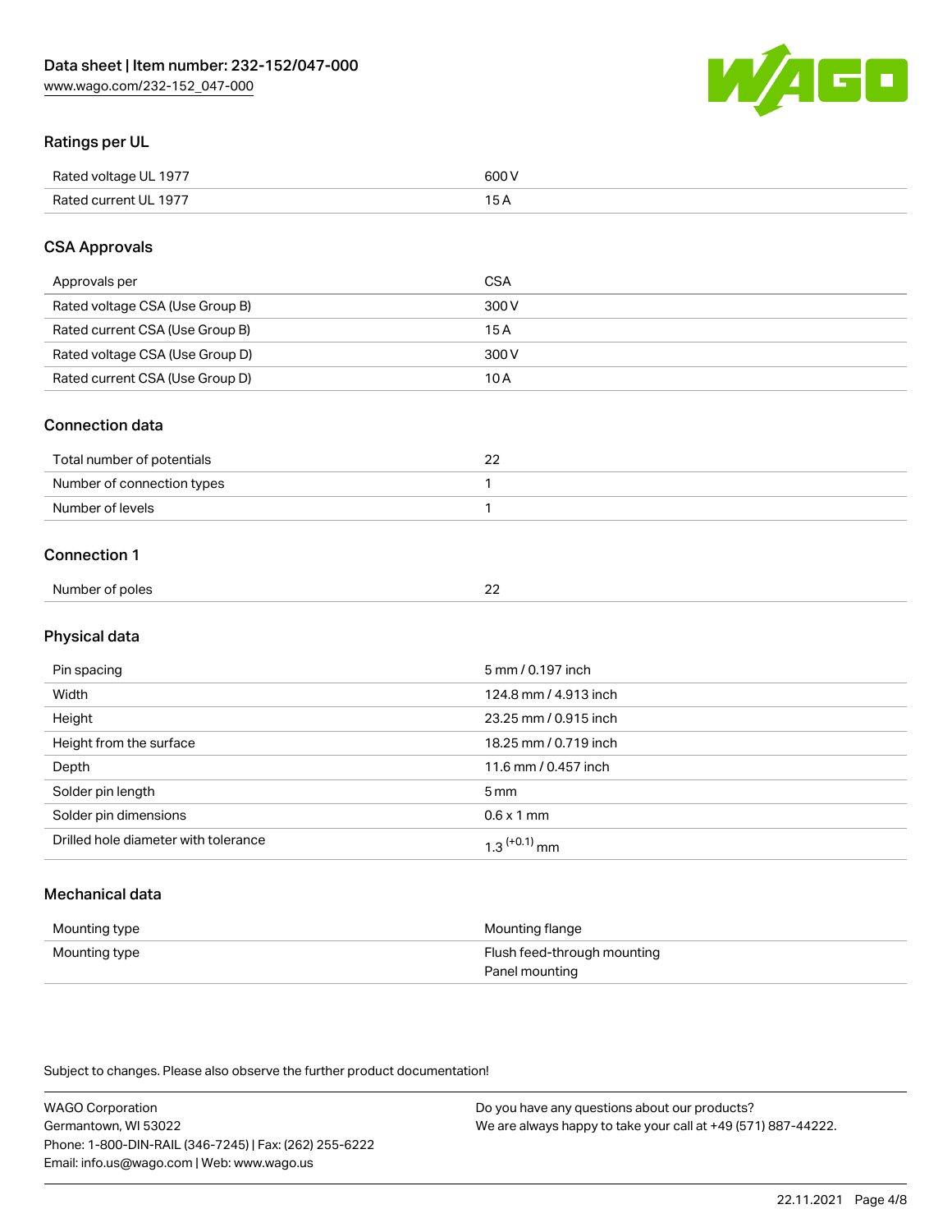## Ratings per UL

| | |
|---|---|
| Rated voltage UL 1977 | 600 V |
| Rated current UL 1977 | 15 A |

## CSA Approvals

| | |
|---|---|
| Approvals per | CSA |
| Rated voltage CSA (Use Group B) | 300 V |
| Rated current CSA (Use Group B) | 15 A |
| Rated voltage CSA (Use Group D) | 300 V |
| Rated current CSA (Use Group D) | 10 A |

## Connection data

| | |
|---|---|
| Total number of potentials | 22 |
| Number of connection types | 1 |
| Number of levels | 1 |

## Connection 1

| | |
|---|---|
| Number of poles | 22 |

## Physical data

| | |
|---|---|
| Pin spacing | 5 mm / 0.197 inch |
| Width | 124.8 mm / 4.913 inch |
| Height | 23.25 mm / 0.915 inch |
| Height from the surface | 18.25 mm / 0.719 inch |
| Depth | 11.6 mm / 0.457 inch |
| Solder pin length | 5 mm |
| Solder pin dimensions | 0.6 x 1 mm |
| Drilled hole diameter with tolerance | $1.3^{(+0.1)}$ mm |

## Mechanical data

| | |
|---|---|
| Mounting type | Mounting flange |
| Mounting type | Flush feed-through mounting<br>Panel mounting |

Subject to changes. Please also observe the further product documentation!

WAGO Corporation
Germantown, WI 53022
Phone: 1-800-DIN-RAIL (346-7245) | Fax: (262) 255-6222
Email: info.us@wago.com | Web: www.wago.us

Do you have any questions about our products?
We are always happy to take your call at +49 (571) 887-44222.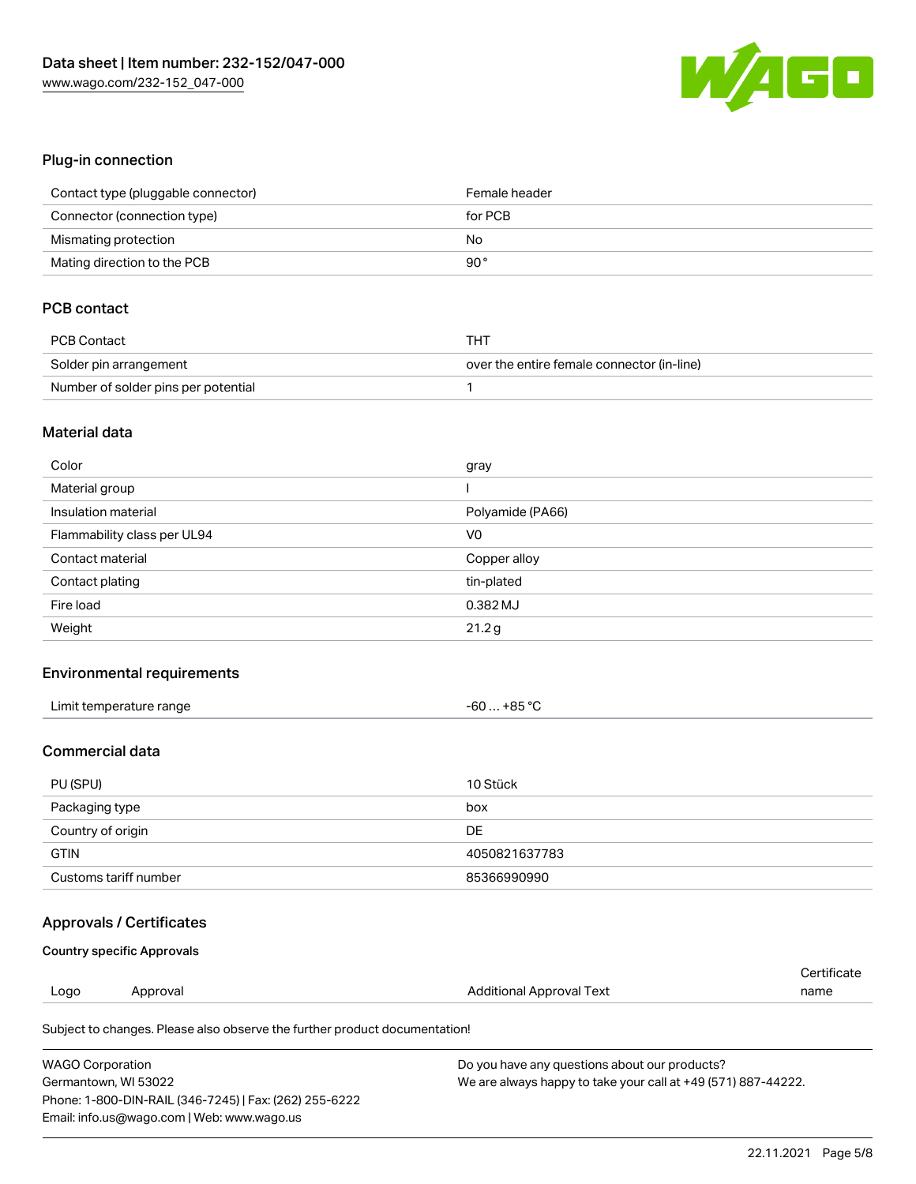## Plug-in connection

| | |
|---|---|
| Contact type (pluggable connector) | Female header |
| Connector (connection type) | for PCB |
| Mismating protection | No |
| Mating direction to the PCB | 90 ° |

## PCB contact

| | |
|---|---|
| PCB Contact | THT |
| Solder pin arrangement | over the entire female connector (in-line) |
| Number of solder pins per potential | 1 |

## Material data

| | |
|---|---|
| Color | gray |
| Material group | I |
| Insulation material | Polyamide (PA66) |
| Flammability class per UL94 | V0 |
| Contact material | Copper alloy |
| Contact plating | tin-plated |
| Fire load | 0.382 MJ |
| Weight | 21.2 g |

## Environmental requirements

| | |
|---|---|
| Limit temperature range | -60 … +85 °C |

## Commercial data

| | |
|---|---|
| PU (SPU) | 10 Stück |
| Packaging type | box |
| Country of origin | DE |
| GTIN | 4050821637783 |
| Customs tariff number | 85366990990 |

## Approvals / Certificates

### Country specific Approvals

| Logo | Approval | Additional Approval Text | Certificate name |
|---|---|---|---|

Subject to changes. Please also observe the further product documentation!

WAGO Corporation
Germantown, WI 53022
Phone: 1-800-DIN-RAIL (346-7245) | Fax: (262) 255-6222
Email: info.us@wago.com | Web: www.wago.us

Do you have any questions about our products?
We are always happy to take your call at +49 (571) 887-44222.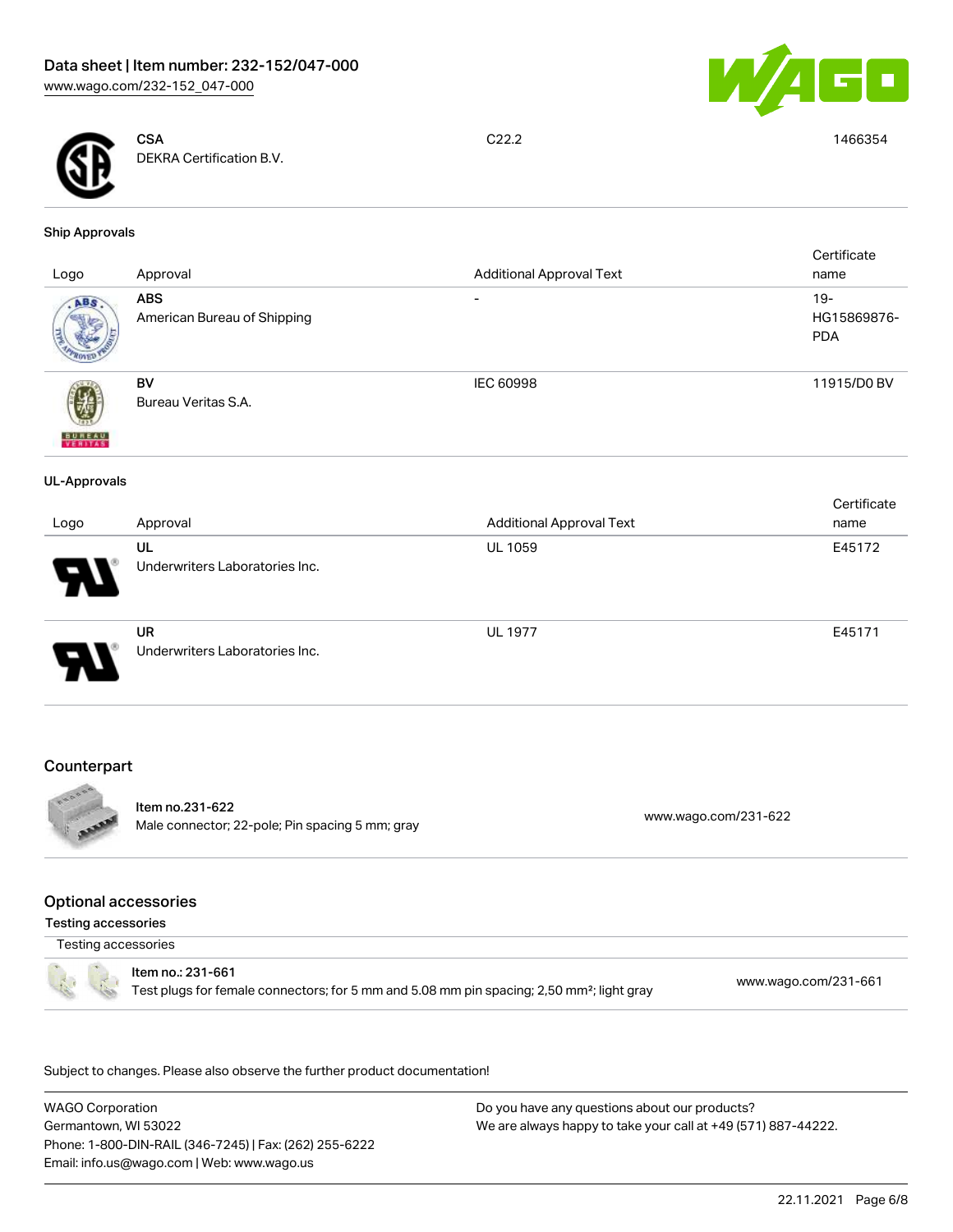| Logo | Approval | Additional Approval Text | Certificate name |
| --- | --- | --- | --- |
| | **CSA**<br>DEKRA Certification B.V. | C22.2 | 1466354 |

**Ship Approvals**

| Logo | Approval | Additional Approval Text | Certificate name |
| --- | --- | --- | --- |
| | **ABS**<br>American Bureau of Shipping | - | 19-HG15869876-PDA |
| | **BV**<br>Bureau Veritas S.A. | IEC 60998 | 11915/D0 BV |

**UL-Approvals**

| Logo | Approval | Additional Approval Text | Certificate name |
| --- | --- | --- | --- |
| | **UL**<br>Underwriters Laboratories Inc. | UL 1059 | E45172 |
| | **UR**<br>Underwriters Laboratories Inc. | UL 1977 | E45171 |

## Counterpart

| Item | Link |
| --- | --- |
| Item no.231-622<br>Male connector; 22-pole; Pin spacing 5 mm; gray | www.wago.com/231-622 |

## Optional accessories

### Testing accessories

| Testing accessories | |
| --- | --- |
| Item no.: 231-661<br>Test plugs for female connectors; for 5 mm and 5.08 mm pin spacing; 2,50 mm²; light gray | www.wago.com/231-661 |

Subject to changes. Please also observe the further product documentation!

WAGO Corporation
Germantown, WI 53022
Phone: 1-800-DIN-RAIL (346-7245) | Fax: (262) 255-6222
Email: info.us@wago.com | Web: www.wago.us

Do you have any questions about our products?
We are always happy to take your call at +49 (571) 887-44222.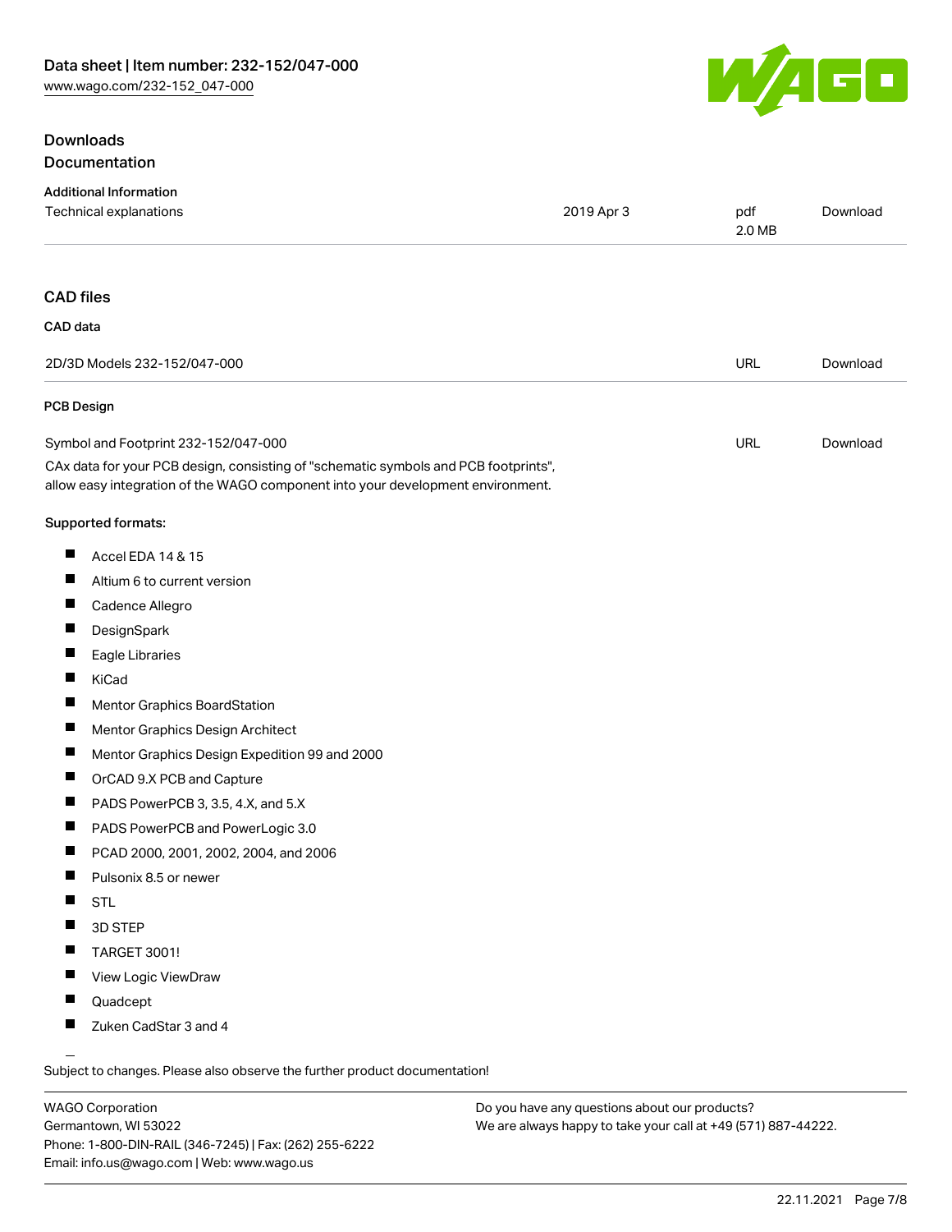## Downloads

### Documentation

**Additional Information**

| | | | |
|---|---|---|---|
| Technical explanations | 2019 Apr 3 | pdf 2.0 MB | Download |

### CAD files

**CAD data**

| | | |
|---|---|---|
| 2D/3D Models 232-152/047-000 | URL | Download |

**PCB Design**

| | | |
|---|---|---|
| Symbol and Footprint 232-152/047-000 | URL | Download |

CAx data for your PCB design, consisting of "schematic symbols and PCB footprints", allow easy integration of the WAGO component into your development environment.

**Supported formats:**

- Accel EDA 14 & 15
- Altium 6 to current version
- Cadence Allegro
- DesignSpark
- Eagle Libraries
- KiCad
- Mentor Graphics BoardStation
- Mentor Graphics Design Architect
- Mentor Graphics Design Expedition 99 and 2000
- OrCAD 9.X PCB and Capture
- PADS PowerPCB 3, 3.5, 4.X, and 5.X
- PADS PowerPCB and PowerLogic 3.0
- PCAD 2000, 2001, 2002, 2004, and 2006
- Pulsonix 8.5 or newer
- STL
- 3D STEP
- TARGET 3001!
- View Logic ViewDraw
- Quadcept
- Zuken CadStar 3 and 4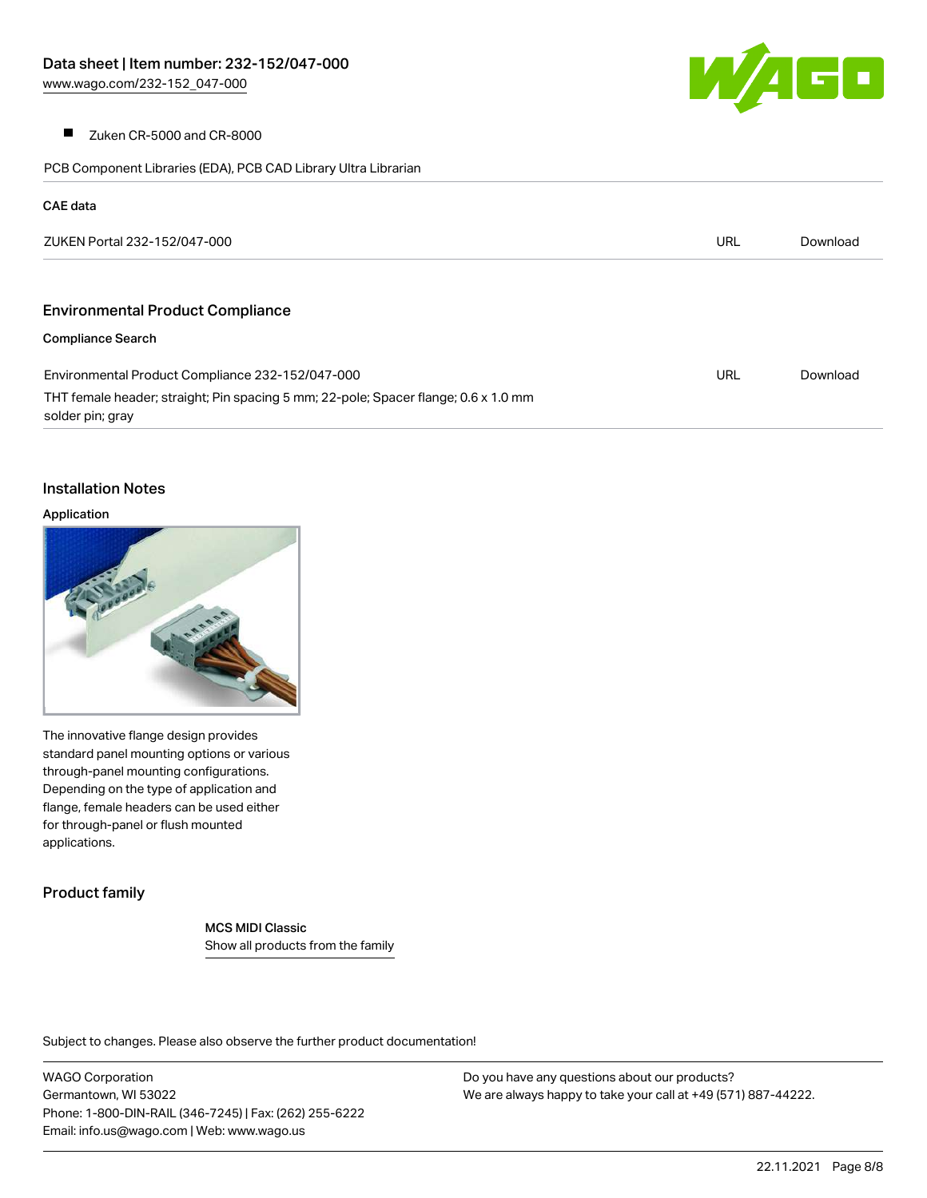- Zuken CR-5000 and CR-8000

PCB Component Libraries (EDA), PCB CAD Library Ultra Librarian

### CAE data

| | | |
|---|---|---|
| ZUKEN Portal 232-152/047-000 | URL | Download |

## Environmental Product Compliance

### Compliance Search

| | | |
|---|---|---|
| Environmental Product Compliance 232-152/047-000<br>THT female header; straight; Pin spacing 5 mm; 22-pole; Spacer flange; 0.6 x 1.0 mm solder pin; gray | URL | Download |

## Installation Notes

### Application

The innovative flange design provides standard panel mounting options or various through-panel mounting configurations. Depending on the type of application and flange, female headers can be used either for through-panel or flush mounted applications.

## Product family

MCS MIDI Classic
Show all products from the family

Subject to changes. Please also observe the further product documentation!

WAGO Corporation
Germantown, WI 53022
Phone: 1-800-DIN-RAIL (346-7245) | Fax: (262) 255-6222
Email: info.us@wago.com | Web: www.wago.us

Do you have any questions about our products?
We are always happy to take your call at +49 (571) 887-44222.